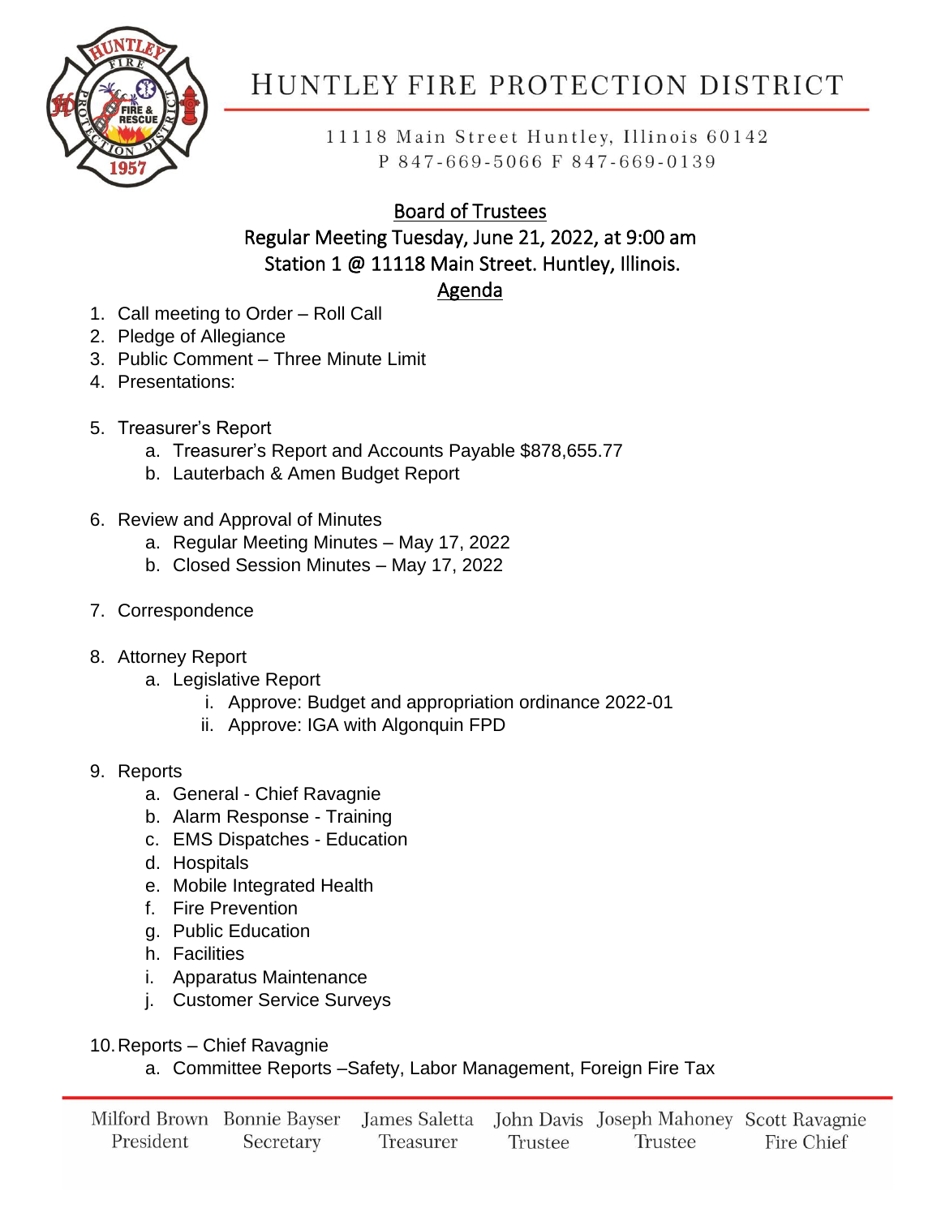# HUNTLEY FIRE PROTECTION DISTRICT

11118 Main Street Huntley, Illinois 60142
P 847-669-5066 F 847-669-0139

## Board of Trustees

**Regular Meeting Tuesday, June 21, 2022, at 9:00 am**
**Station 1 @ 11118 Main Street. Huntley, Illinois.**

## Agenda

1. Call meeting to Order – Roll Call
2. Pledge of Allegiance
3. Public Comment – Three Minute Limit
4. Presentations:
5. Treasurer's Report
   a. Treasurer's Report and Accounts Payable $878,655.77
   b. Lauterbach & Amen Budget Report
6. Review and Approval of Minutes
   a. Regular Meeting Minutes – May 17, 2022
   b. Closed Session Minutes – May 17, 2022
7. Correspondence
8. Attorney Report
   a. Legislative Report
      i. Approve: Budget and appropriation ordinance 2022-01
      ii. Approve: IGA with Algonquin FPD
9. Reports
   a. General - Chief Ravagnie
   b. Alarm Response - Training
   c. EMS Dispatches - Education
   d. Hospitals
   e. Mobile Integrated Health
   f. Fire Prevention
   g. Public Education
   h. Facilities
   i. Apparatus Maintenance
   j. Customer Service Surveys
10. Reports – Chief Ravagnie
    a. Committee Reports –Safety, Labor Management, Foreign Fire Tax

| Milford Brown | Bonnie Bayser | James Saletta | John Davis | Joseph Mahoney | Scott Ravagnie |
|---|---|---|---|---|---|
| President | Secretary | Treasurer | Trustee | Trustee | Fire Chief |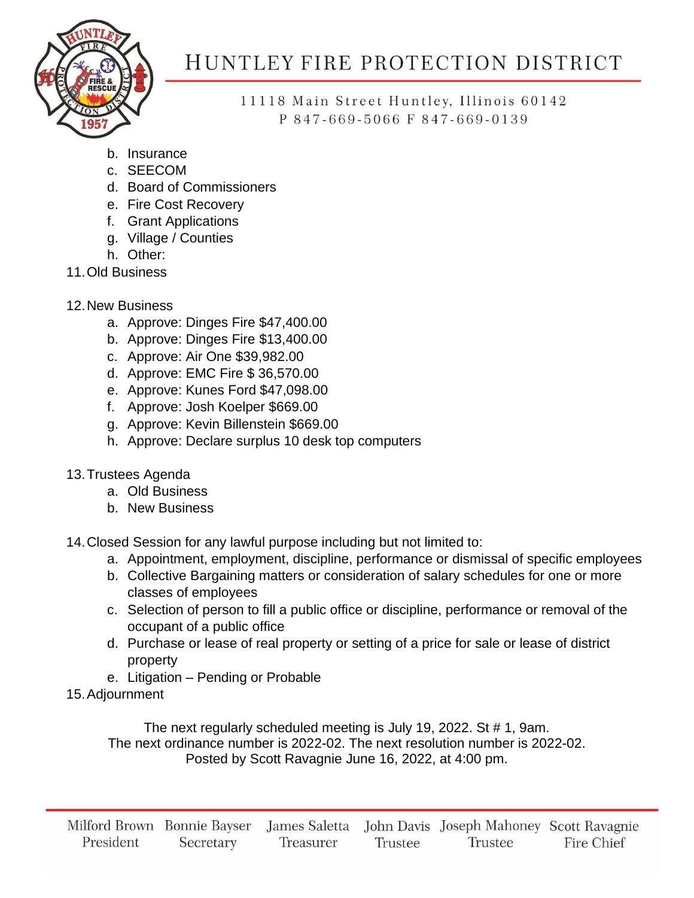b. Insurance
   c. SEECOM
   d. Board of Commissioners
   e. Fire Cost Recovery
   f. Grant Applications
   g. Village / Counties
   h. Other:

11. Old Business

12. New Business
    a. Approve: Dinges Fire $47,400.00
    b. Approve: Dinges Fire $13,400.00
    c. Approve: Air One $39,982.00
    d. Approve: EMC Fire $ 36,570.00
    e. Approve: Kunes Ford $47,098.00
    f. Approve: Josh Koelper $669.00
    g. Approve: Kevin Billenstein $669.00
    h. Approve: Declare surplus 10 desk top computers

13. Trustees Agenda
    a. Old Business
    b. New Business

14. Closed Session for any lawful purpose including but not limited to:
    a. Appointment, employment, discipline, performance or dismissal of specific employees
    b. Collective Bargaining matters or consideration of salary schedules for one or more classes of employees
    c. Selection of person to fill a public office or discipline, performance or removal of the occupant of a public office
    d. Purchase or lease of real property or setting of a price for sale or lease of district property
    e. Litigation – Pending or Probable

15. Adjournment

The next regularly scheduled meeting is July 19, 2022. St # 1, 9am.
The next ordinance number is 2022-02. The next resolution number is 2022-02.
Posted by Scott Ravagnie June 16, 2022, at 4:00 pm.